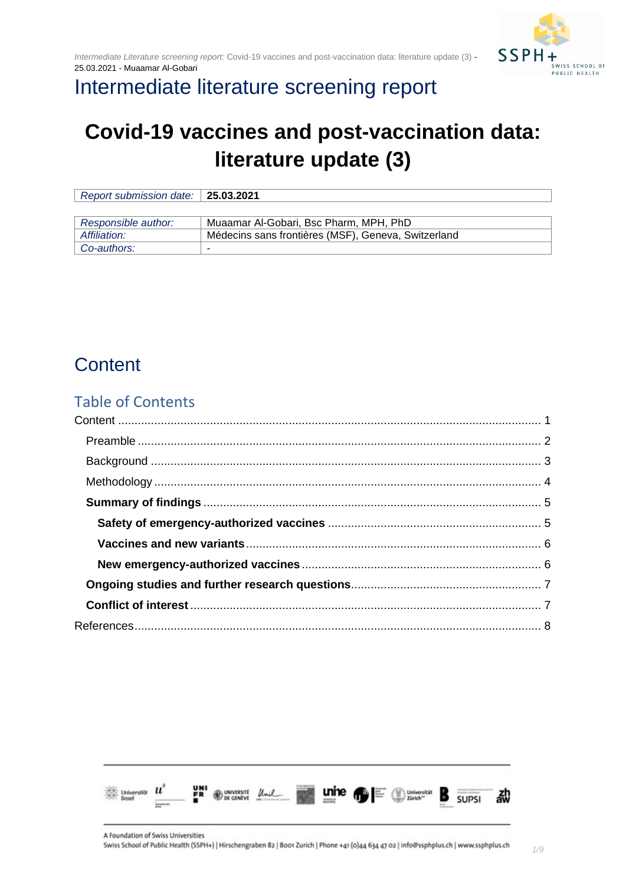# Intermediate literature screening report

# Covid-19 vaccines and post-vaccination data: literature update (3)

| *Report submission date:* | **25.03.2021** |
|---|---|

| *Responsible author:* | Muaamar Al-Gobari, Bsc Pharm, MPH, PhD |
|---|---|
| *Affiliation:* | Médecins sans frontières (MSF), Geneva, Switzerland |
| *Co-authors:* | - |

## Content

### Table of Contents

Content .......... 1

- Preamble .......... 2
- Background .......... 3
- Methodology .......... 4
- **Summary of findings** .......... 5
  - **Safety of emergency-authorized vaccines** .......... 5
  - **Vaccines and new variants** .......... 6
  - **New emergency-authorized vaccines** .......... 6
- **Ongoing studies and further research questions** .......... 7
- **Conflict of interest** .......... 7

References .......... 8

A Foundation of Swiss Universities
Swiss School of Public Health (SSPH+) | Hirschengraben 82 | 8001 Zurich | Phone +41 (0)44 634 47 02 | info@ssphplus.ch | www.ssphplus.ch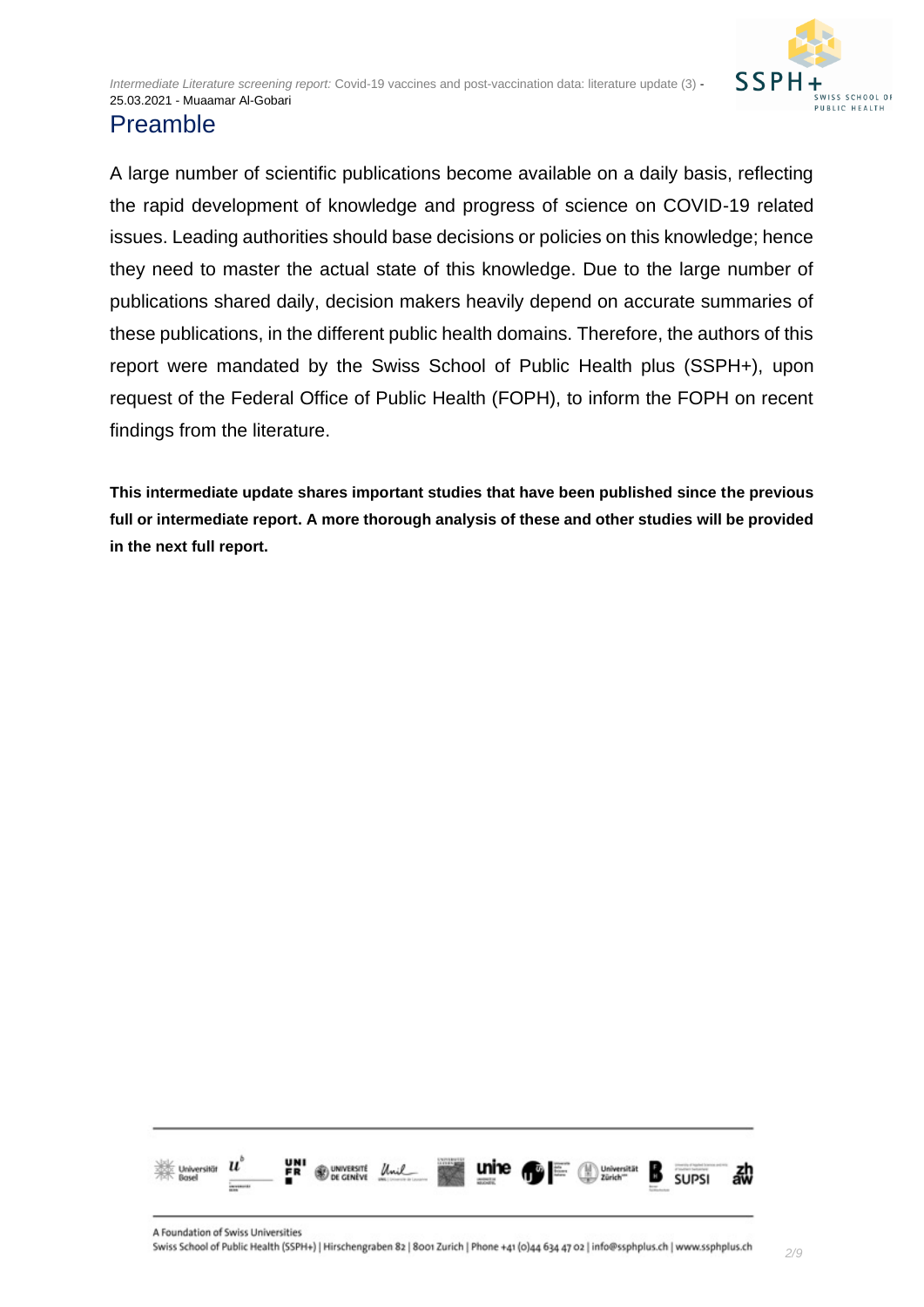# Preamble

A large number of scientific publications become available on a daily basis, reflecting the rapid development of knowledge and progress of science on COVID-19 related issues. Leading authorities should base decisions or policies on this knowledge; hence they need to master the actual state of this knowledge. Due to the large number of publications shared daily, decision makers heavily depend on accurate summaries of these publications, in the different public health domains. Therefore, the authors of this report were mandated by the Swiss School of Public Health plus (SSPH+), upon request of the Federal Office of Public Health (FOPH), to inform the FOPH on recent findings from the literature.

**This intermediate update shares important studies that have been published since the previous full or intermediate report. A more thorough analysis of these and other studies will be provided in the next full report.**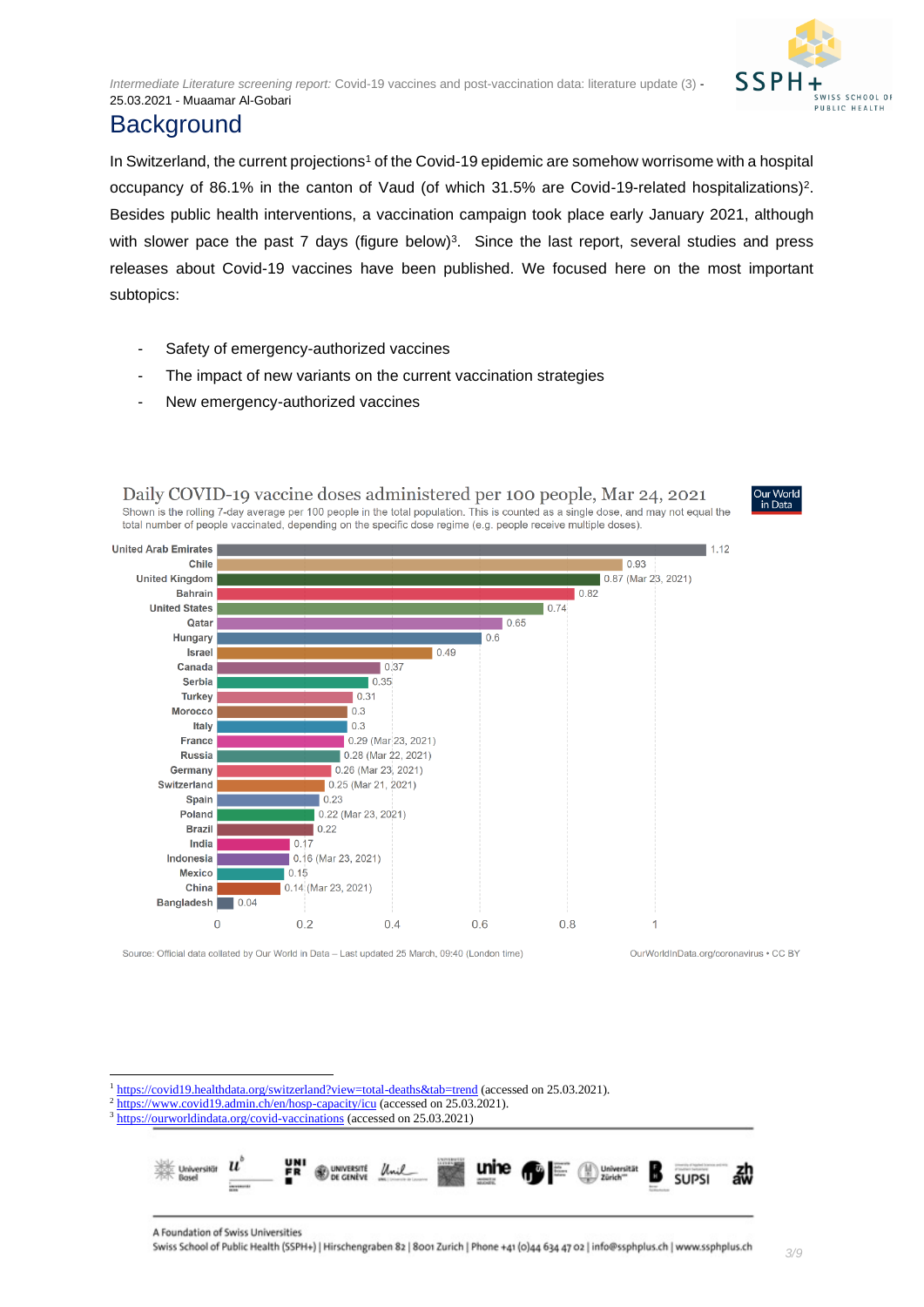# Background

In Switzerland, the current projections[1] of the Covid-19 epidemic are somehow worrisome with a hospital occupancy of 86.1% in the canton of Vaud (of which 31.5% are Covid-19-related hospitalizations)[2]. Besides public health interventions, a vaccination campaign took place early January 2021, although with slower pace the past 7 days (figure below)[3]. Since the last report, several studies and press releases about Covid-19 vaccines have been published. We focused here on the most important subtopics:

- Safety of emergency-authorized vaccines
- The impact of new variants on the current vaccination strategies
- New emergency-authorized vaccines

**Daily COVID-19 vaccine doses administered per 100 people, Mar 24, 2021**

Shown is the rolling 7-day average per 100 people in the total population. This is counted as a single dose, and may not equal the total number of people vaccinated, depending on the specific dose regime (e.g. people receive multiple doses).

| Country | Doses per 100 people |
|---|---|
| United Arab Emirates | 1.12 |
| Chile | 0.93 |
| United Kingdom | 0.87 (Mar 23, 2021) |
| Bahrain | 0.82 |
| United States | 0.74 |
| Qatar | 0.65 |
| Hungary | 0.6 |
| Israel | 0.49 |
| Canada | 0.37 |
| Serbia | 0.35 |
| Turkey | 0.31 |
| Morocco | 0.3 |
| Italy | 0.3 |
| France | 0.29 (Mar 23, 2021) |
| Russia | 0.28 (Mar 22, 2021) |
| Germany | 0.26 (Mar 23, 2021) |
| Switzerland | 0.25 (Mar 21, 2021) |
| Spain | 0.23 |
| Poland | 0.22 (Mar 23, 2021) |
| Brazil | 0.22 |
| India | 0.17 |
| Indonesia | 0.16 (Mar 23, 2021) |
| Mexico | 0.15 |
| China | 0.14 (Mar 23, 2021) |
| Bangladesh | 0.04 |

Source: Official data collated by Our World in Data – Last updated 25 March, 09:40 (London time)

OurWorldInData.org/coronavirus • CC BY

[1] https://covid19.healthdata.org/switzerland?view=total-deaths&tab=trend (accessed on 25.03.2021).
[2] https://www.covid19.admin.ch/en/hosp-capacity/icu (accessed on 25.03.2021).
[3] https://ourworldindata.org/covid-vaccinations (accessed on 25.03.2021)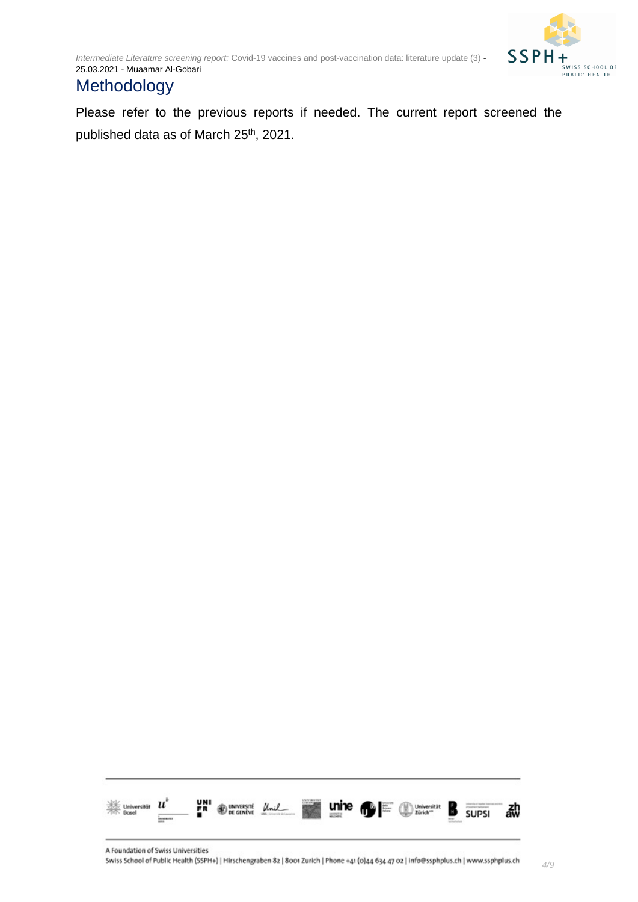# Methodology

Please refer to the previous reports if needed. The current report screened the published data as of March 25th, 2021.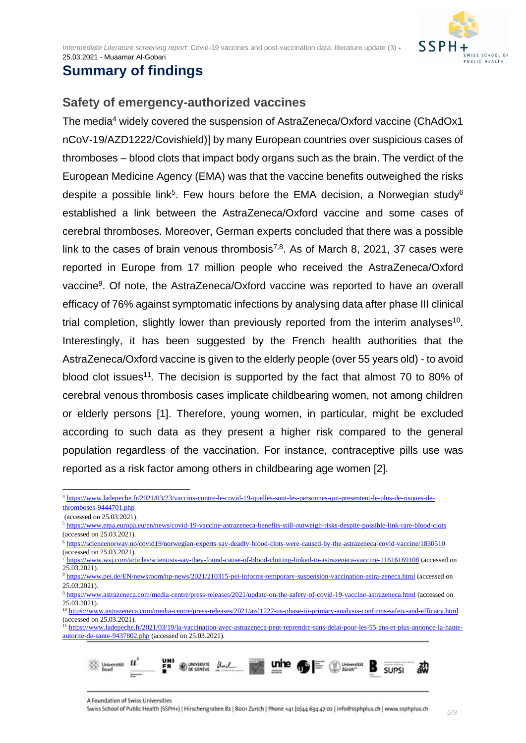# Summary of findings

## Safety of emergency-authorized vaccines

The media[4] widely covered the suspension of AstraZeneca/Oxford vaccine (ChAdOx1 nCoV-19/AZD1222/Covishield)] by many European countries over suspicious cases of thromboses – blood clots that impact body organs such as the brain. The verdict of the European Medicine Agency (EMA) was that the vaccine benefits outweighed the risks despite a possible link[5]. Few hours before the EMA decision, a Norwegian study[6] established a link between the AstraZeneca/Oxford vaccine and some cases of cerebral thromboses. Moreover, German experts concluded that there was a possible link to the cases of brain venous thrombosis[7,8]. As of March 8, 2021, 37 cases were reported in Europe from 17 million people who received the AstraZeneca/Oxford vaccine[9]. Of note, the AstraZeneca/Oxford vaccine was reported to have an overall efficacy of 76% against symptomatic infections by analysing data after phase III clinical trial completion, slightly lower than previously reported from the interim analyses[10]. Interestingly, it has been suggested by the French health authorities that the AstraZeneca/Oxford vaccine is given to the elderly people (over 55 years old) - to avoid blood clot issues[11]. The decision is supported by the fact that almost 70 to 80% of cerebral venous thrombosis cases implicate childbearing women, not among children or elderly persons [1]. Therefore, young women, in particular, might be excluded according to such data as they present a higher risk compared to the general population regardless of the vaccination. For instance, contraceptive pills use was reported as a risk factor among others in childbearing age women [2].

---

[4] https://www.ladepeche.fr/2021/03/23/vaccins-contre-le-covid-19-quelles-sont-les-personnes-qui-presentent-le-plus-de-risques-de-thromboses-9444701.php (accessed on 25.03.2021).

[5] https://www.ema.europa.eu/en/news/covid-19-vaccine-astrazeneca-benefits-still-outweigh-risks-despite-possible-link-rare-blood-clots (accessed on 25.03.2021).

[6] https://sciencenorway.no/covid19/norwegian-experts-say-deadly-blood-clots-were-caused-by-the-astrazeneca-covid-vaccine/1830510 (accessed on 25.03.2021).

[7] https://www.wsj.com/articles/scientists-say-they-found-cause-of-blood-clotting-linked-to-astrazeneca-vaccine-11616169108 (accessed on 25.03.2021).

[8] https://www.pei.de/EN/newsroom/hp-news/2021/210315-pei-informs-temporary-suspension-vaccination-astra-zeneca.html (accessed on 25.03.2021).

[9] https://www.astrazeneca.com/media-centre/press-releases/2021/update-on-the-safety-of-covid-19-vaccine-astrazeneca.html (accessed on 25.03.2021).

[10] https://www.astrazeneca.com/media-centre/press-releases/2021/azd1222-us-phase-iii-primary-analysis-confirms-safety-and-efficacy.html (accessed on 25.03.2021).

[11] https://www.ladepeche.fr/2021/03/19/la-vaccination-avec-astrazeneca-peut-reprendre-sans-delai-pour-les-55-ans-et-plus-annonce-la-haute-autorite-de-sante-9437802.php (accessed on 25.03.2021).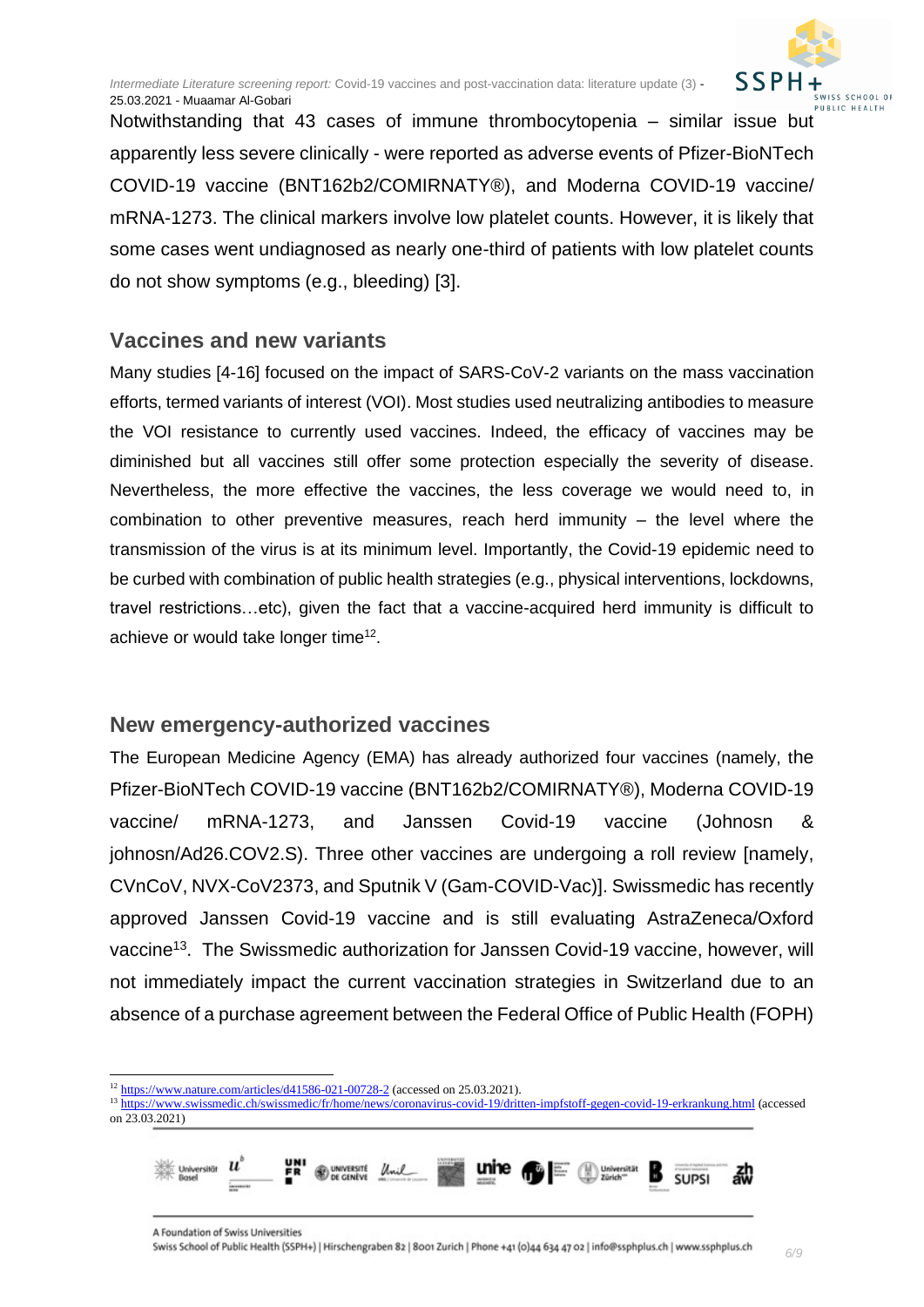Notwithstanding that 43 cases of immune thrombocytopenia – similar issue but apparently less severe clinically - were reported as adverse events of Pfizer-BioNTech COVID-19 vaccine (BNT162b2/COMIRNATY®), and Moderna COVID-19 vaccine/ mRNA-1273. The clinical markers involve low platelet counts. However, it is likely that some cases went undiagnosed as nearly one-third of patients with low platelet counts do not show symptoms (e.g., bleeding) [3].

## Vaccines and new variants

Many studies [4-16] focused on the impact of SARS-CoV-2 variants on the mass vaccination efforts, termed variants of interest (VOI). Most studies used neutralizing antibodies to measure the VOI resistance to currently used vaccines. Indeed, the efficacy of vaccines may be diminished but all vaccines still offer some protection especially the severity of disease. Nevertheless, the more effective the vaccines, the less coverage we would need to, in combination to other preventive measures, reach herd immunity – the level where the transmission of the virus is at its minimum level. Importantly, the Covid-19 epidemic need to be curbed with combination of public health strategies (e.g., physical interventions, lockdowns, travel restrictions…etc), given the fact that a vaccine-acquired herd immunity is difficult to achieve or would take longer time[12].

## New emergency-authorized vaccines

The European Medicine Agency (EMA) has already authorized four vaccines (namely, the Pfizer-BioNTech COVID-19 vaccine (BNT162b2/COMIRNATY®), Moderna COVID-19 vaccine/ mRNA-1273, and Janssen Covid-19 vaccine (Johnosn & johnosn/Ad26.COV2.S). Three other vaccines are undergoing a roll review [namely, CVnCoV, NVX-CoV2373, and Sputnik V (Gam-COVID-Vac)]. Swissmedic has recently approved Janssen Covid-19 vaccine and is still evaluating AstraZeneca/Oxford vaccine[13]. The Swissmedic authorization for Janssen Covid-19 vaccine, however, will not immediately impact the current vaccination strategies in Switzerland due to an absence of a purchase agreement between the Federal Office of Public Health (FOPH)

---

[12] https://www.nature.com/articles/d41586-021-00728-2 (accessed on 25.03.2021).

[13] https://www.swissmedic.ch/swissmedic/fr/home/news/coronavirus-covid-19/dritten-impfstoff-gegen-covid-19-erkrankung.html (accessed on 23.03.2021)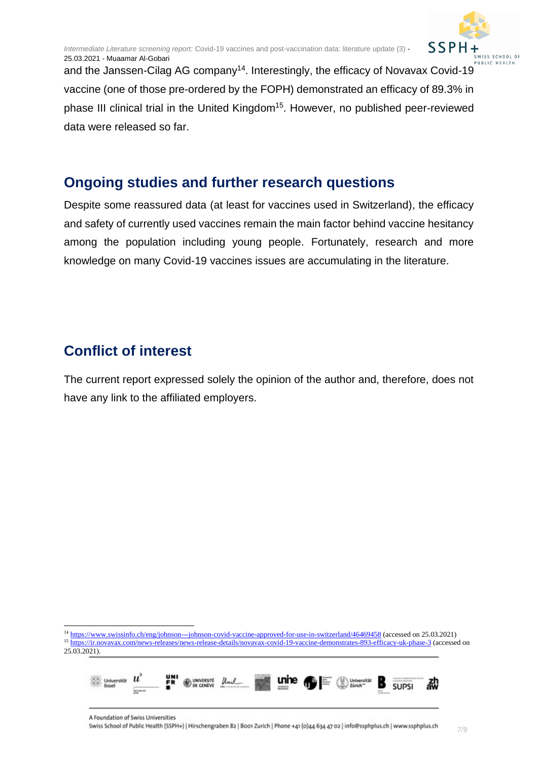and the Janssen-Cilag AG company[14]. Interestingly, the efficacy of Novavax Covid-19 vaccine (one of those pre-ordered by the FOPH) demonstrated an efficacy of 89.3% in phase III clinical trial in the United Kingdom[15]. However, no published peer-reviewed data were released so far.

## Ongoing studies and further research questions

Despite some reassured data (at least for vaccines used in Switzerland), the efficacy and safety of currently used vaccines remain the main factor behind vaccine hesitancy among the population including young people. Fortunately, research and more knowledge on many Covid-19 vaccines issues are accumulating in the literature.

## Conflict of interest

The current report expressed solely the opinion of the author and, therefore, does not have any link to the affiliated employers.

---

[14] https://www.swissinfo.ch/eng/johnson---johnson-covid-vaccine-approved-for-use-in-switzerland/46469458 (accessed on 25.03.2021)

[15] https://ir.novavax.com/news-releases/news-release-details/novavax-covid-19-vaccine-demonstrates-893-efficacy-uk-phase-3 (accessed on 25.03.2021).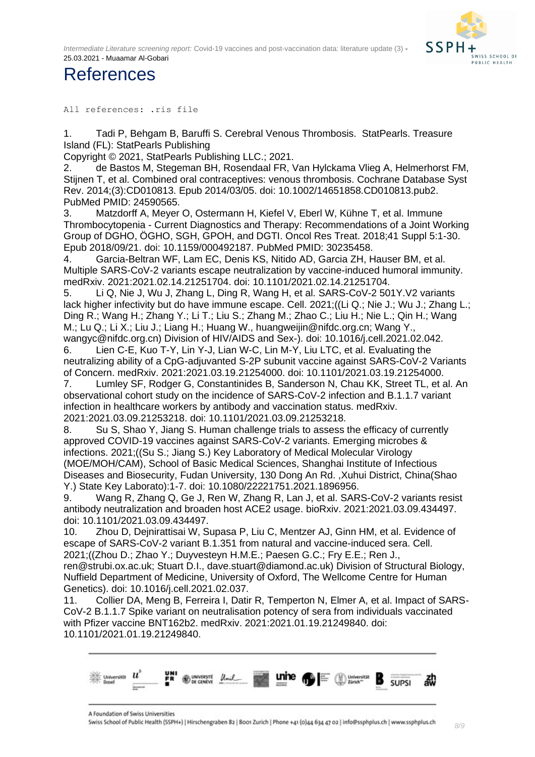# References

```
All references: .ris file
```

1. Tadi P, Behgam B, Baruffi S. Cerebral Venous Thrombosis. StatPearls. Treasure Island (FL): StatPearls Publishing
Copyright © 2021, StatPearls Publishing LLC.; 2021.
2. de Bastos M, Stegeman BH, Rosendaal FR, Van Hylckama Vlieg A, Helmerhorst FM, Stijnen T, et al. Combined oral contraceptives: venous thrombosis. Cochrane Database Syst Rev. 2014;(3):CD010813. Epub 2014/03/05. doi: 10.1002/14651858.CD010813.pub2. PubMed PMID: 24590565.
3. Matzdorff A, Meyer O, Ostermann H, Kiefel V, Eberl W, Kühne T, et al. Immune Thrombocytopenia - Current Diagnostics and Therapy: Recommendations of a Joint Working Group of DGHO, ÖGHO, SGH, GPOH, and DGTI. Oncol Res Treat. 2018;41 Suppl 5:1-30. Epub 2018/09/21. doi: 10.1159/000492187. PubMed PMID: 30235458.
4. Garcia-Beltran WF, Lam EC, Denis KS, Nitido AD, Garcia ZH, Hauser BM, et al. Multiple SARS-CoV-2 variants escape neutralization by vaccine-induced humoral immunity. medRxiv. 2021:2021.02.14.21251704. doi: 10.1101/2021.02.14.21251704.
5. Li Q, Nie J, Wu J, Zhang L, Ding R, Wang H, et al. SARS-CoV-2 501Y.V2 variants lack higher infectivity but do have immune escape. Cell. 2021;((Li Q.; Nie J.; Wu J.; Zhang L.; Ding R.; Wang H.; Zhang Y.; Li T.; Liu S.; Zhang M.; Zhao C.; Liu H.; Nie L.; Qin H.; Wang M.; Lu Q.; Li X.; Liu J.; Liang H.; Huang W., huangweijin@nifdc.org.cn; Wang Y., wangyc@nifdc.org.cn) Division of HIV/AIDS and Sex-). doi: 10.1016/j.cell.2021.02.042.
6. Lien C-E, Kuo T-Y, Lin Y-J, Lian W-C, Lin M-Y, Liu LTC, et al. Evaluating the neutralizing ability of a CpG-adjuvanted S-2P subunit vaccine against SARS-CoV-2 Variants of Concern. medRxiv. 2021:2021.03.19.21254000. doi: 10.1101/2021.03.19.21254000.
7. Lumley SF, Rodger G, Constantinides B, Sanderson N, Chau KK, Street TL, et al. An observational cohort study on the incidence of SARS-CoV-2 infection and B.1.1.7 variant infection in healthcare workers by antibody and vaccination status. medRxiv. 2021:2021.03.09.21253218. doi: 10.1101/2021.03.09.21253218.
8. Su S, Shao Y, Jiang S. Human challenge trials to assess the efficacy of currently approved COVID-19 vaccines against SARS-CoV-2 variants. Emerging microbes & infections. 2021;((Su S.; Jiang S.) Key Laboratory of Medical Molecular Virology (MOE/MOH/CAM), School of Basic Medical Sciences, Shanghai Institute of Infectious Diseases and Biosecurity, Fudan University, 130 Dong An Rd. ,Xuhui District, China(Shao Y.) State Key Laborato):1-7. doi: 10.1080/22221751.2021.1896956.
9. Wang R, Zhang Q, Ge J, Ren W, Zhang R, Lan J, et al. SARS-CoV-2 variants resist antibody neutralization and broaden host ACE2 usage. bioRxiv. 2021:2021.03.09.434497. doi: 10.1101/2021.03.09.434497.
10. Zhou D, Dejnirattisai W, Supasa P, Liu C, Mentzer AJ, Ginn HM, et al. Evidence of escape of SARS-CoV-2 variant B.1.351 from natural and vaccine-induced sera. Cell. 2021;((Zhou D.; Zhao Y.; Duyvesteyn H.M.E.; Paesen G.C.; Fry E.E.; Ren J., ren@strubi.ox.ac.uk; Stuart D.I., dave.stuart@diamond.ac.uk) Division of Structural Biology, Nuffield Department of Medicine, University of Oxford, The Wellcome Centre for Human Genetics). doi: 10.1016/j.cell.2021.02.037.
11. Collier DA, Meng B, Ferreira I, Datir R, Temperton N, Elmer A, et al. Impact of SARS-CoV-2 B.1.1.7 Spike variant on neutralisation potency of sera from individuals vaccinated with Pfizer vaccine BNT162b2. medRxiv. 2021:2021.01.19.21249840. doi: 10.1101/2021.01.19.21249840.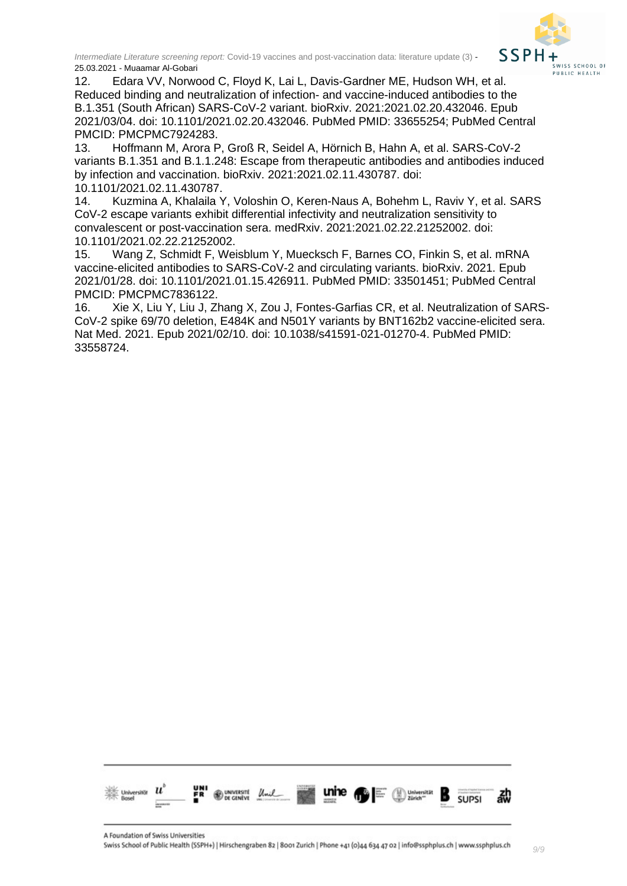12. Edara VV, Norwood C, Floyd K, Lai L, Davis-Gardner ME, Hudson WH, et al. Reduced binding and neutralization of infection- and vaccine-induced antibodies to the B.1.351 (South African) SARS-CoV-2 variant. bioRxiv. 2021:2021.02.20.432046. Epub 2021/03/04. doi: 10.1101/2021.02.20.432046. PubMed PMID: 33655254; PubMed Central PMCID: PMCPMC7924283.
13. Hoffmann M, Arora P, Groß R, Seidel A, Hörnich B, Hahn A, et al. SARS-CoV-2 variants B.1.351 and B.1.1.248: Escape from therapeutic antibodies and antibodies induced by infection and vaccination. bioRxiv. 2021:2021.02.11.430787. doi: 10.1101/2021.02.11.430787.
14. Kuzmina A, Khalaila Y, Voloshin O, Keren-Naus A, Bohehm L, Raviv Y, et al. SARS CoV-2 escape variants exhibit differential infectivity and neutralization sensitivity to convalescent or post-vaccination sera. medRxiv. 2021:2021.02.22.21252002. doi: 10.1101/2021.02.22.21252002.
15. Wang Z, Schmidt F, Weisblum Y, Muecksch F, Barnes CO, Finkin S, et al. mRNA vaccine-elicited antibodies to SARS-CoV-2 and circulating variants. bioRxiv. 2021. Epub 2021/01/28. doi: 10.1101/2021.01.15.426911. PubMed PMID: 33501451; PubMed Central PMCID: PMCPMC7836122.
16. Xie X, Liu Y, Liu J, Zhang X, Zou J, Fontes-Garfias CR, et al. Neutralization of SARS-CoV-2 spike 69/70 deletion, E484K and N501Y variants by BNT162b2 vaccine-elicited sera. Nat Med. 2021. Epub 2021/02/10. doi: 10.1038/s41591-021-01270-4. PubMed PMID: 33558724.